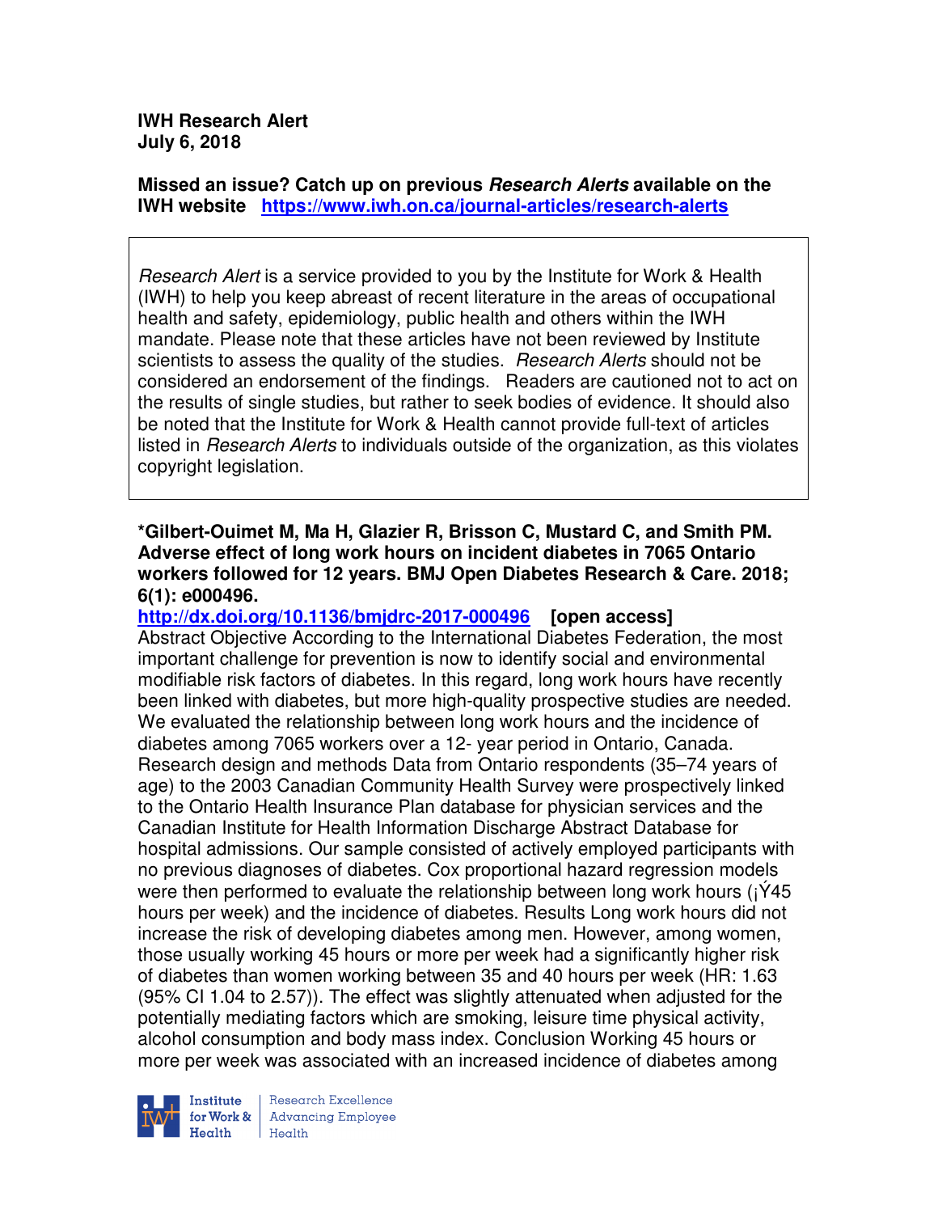**IWH Research Alert**
**July 6, 2018**

**Missed an issue? Catch up on previous *Research Alerts* available on the IWH website https://www.iwh.on.ca/journal-articles/research-alerts**

*Research Alert* is a service provided to you by the Institute for Work & Health (IWH) to help you keep abreast of recent literature in the areas of occupational health and safety, epidemiology, public health and others within the IWH mandate. Please note that these articles have not been reviewed by Institute scientists to assess the quality of the studies. *Research Alerts* should not be considered an endorsement of the findings. Readers are cautioned not to act on the results of single studies, but rather to seek bodies of evidence. It should also be noted that the Institute for Work & Health cannot provide full-text of articles listed in *Research Alerts* to individuals outside of the organization, as this violates copyright legislation.

**\*Gilbert-Ouimet M, Ma H, Glazier R, Brisson C, Mustard C, and Smith PM. Adverse effect of long work hours on incident diabetes in 7065 Ontario workers followed for 12 years. BMJ Open Diabetes Research & Care. 2018; 6(1): e000496.**

**http://dx.doi.org/10.1136/bmjdrc-2017-000496 [open access]**

Abstract Objective According to the International Diabetes Federation, the most important challenge for prevention is now to identify social and environmental modifiable risk factors of diabetes. In this regard, long work hours have recently been linked with diabetes, but more high-quality prospective studies are needed. We evaluated the relationship between long work hours and the incidence of diabetes among 7065 workers over a 12- year period in Ontario, Canada. Research design and methods Data from Ontario respondents (35–74 years of age) to the 2003 Canadian Community Health Survey were prospectively linked to the Ontario Health Insurance Plan database for physician services and the Canadian Institute for Health Information Discharge Abstract Database for hospital admissions. Our sample consisted of actively employed participants with no previous diagnoses of diabetes. Cox proportional hazard regression models were then performed to evaluate the relationship between long work hours (¡Ý45 hours per week) and the incidence of diabetes. Results Long work hours did not increase the risk of developing diabetes among men. However, among women, those usually working 45 hours or more per week had a significantly higher risk of diabetes than women working between 35 and 40 hours per week (HR: 1.63 (95% CI 1.04 to 2.57)). The effect was slightly attenuated when adjusted for the potentially mediating factors which are smoking, leisure time physical activity, alcohol consumption and body mass index. Conclusion Working 45 hours or more per week was associated with an increased incidence of diabetes among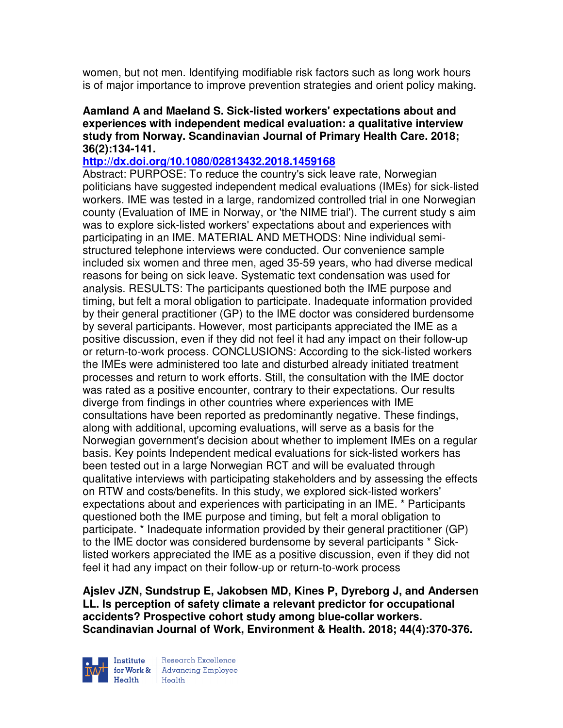women, but not men. Identifying modifiable risk factors such as long work hours is of major importance to improve prevention strategies and orient policy making.

**Aamland A and Maeland S. Sick-listed workers' expectations about and experiences with independent medical evaluation: a qualitative interview study from Norway. Scandinavian Journal of Primary Health Care. 2018; 36(2):134-141.**

**http://dx.doi.org/10.1080/02813432.2018.1459168**

Abstract: PURPOSE: To reduce the country's sick leave rate, Norwegian politicians have suggested independent medical evaluations (IMEs) for sick-listed workers. IME was tested in a large, randomized controlled trial in one Norwegian county (Evaluation of IME in Norway, or 'the NIME trial'). The current study s aim was to explore sick-listed workers' expectations about and experiences with participating in an IME. MATERIAL AND METHODS: Nine individual semi-structured telephone interviews were conducted. Our convenience sample included six women and three men, aged 35-59 years, who had diverse medical reasons for being on sick leave. Systematic text condensation was used for analysis. RESULTS: The participants questioned both the IME purpose and timing, but felt a moral obligation to participate. Inadequate information provided by their general practitioner (GP) to the IME doctor was considered burdensome by several participants. However, most participants appreciated the IME as a positive discussion, even if they did not feel it had any impact on their follow-up or return-to-work process. CONCLUSIONS: According to the sick-listed workers the IMEs were administered too late and disturbed already initiated treatment processes and return to work efforts. Still, the consultation with the IME doctor was rated as a positive encounter, contrary to their expectations. Our results diverge from findings in other countries where experiences with IME consultations have been reported as predominantly negative. These findings, along with additional, upcoming evaluations, will serve as a basis for the Norwegian government's decision about whether to implement IMEs on a regular basis. Key points Independent medical evaluations for sick-listed workers has been tested out in a large Norwegian RCT and will be evaluated through qualitative interviews with participating stakeholders and by assessing the effects on RTW and costs/benefits. In this study, we explored sick-listed workers' expectations about and experiences with participating in an IME. * Participants questioned both the IME purpose and timing, but felt a moral obligation to participate. * Inadequate information provided by their general practitioner (GP) to the IME doctor was considered burdensome by several participants * Sick-listed workers appreciated the IME as a positive discussion, even if they did not feel it had any impact on their follow-up or return-to-work process

**Ajslev JZN, Sundstrup E, Jakobsen MD, Kines P, Dyreborg J, and Andersen LL. Is perception of safety climate a relevant predictor for occupational accidents? Prospective cohort study among blue-collar workers. Scandinavian Journal of Work, Environment & Health. 2018; 44(4):370-376.**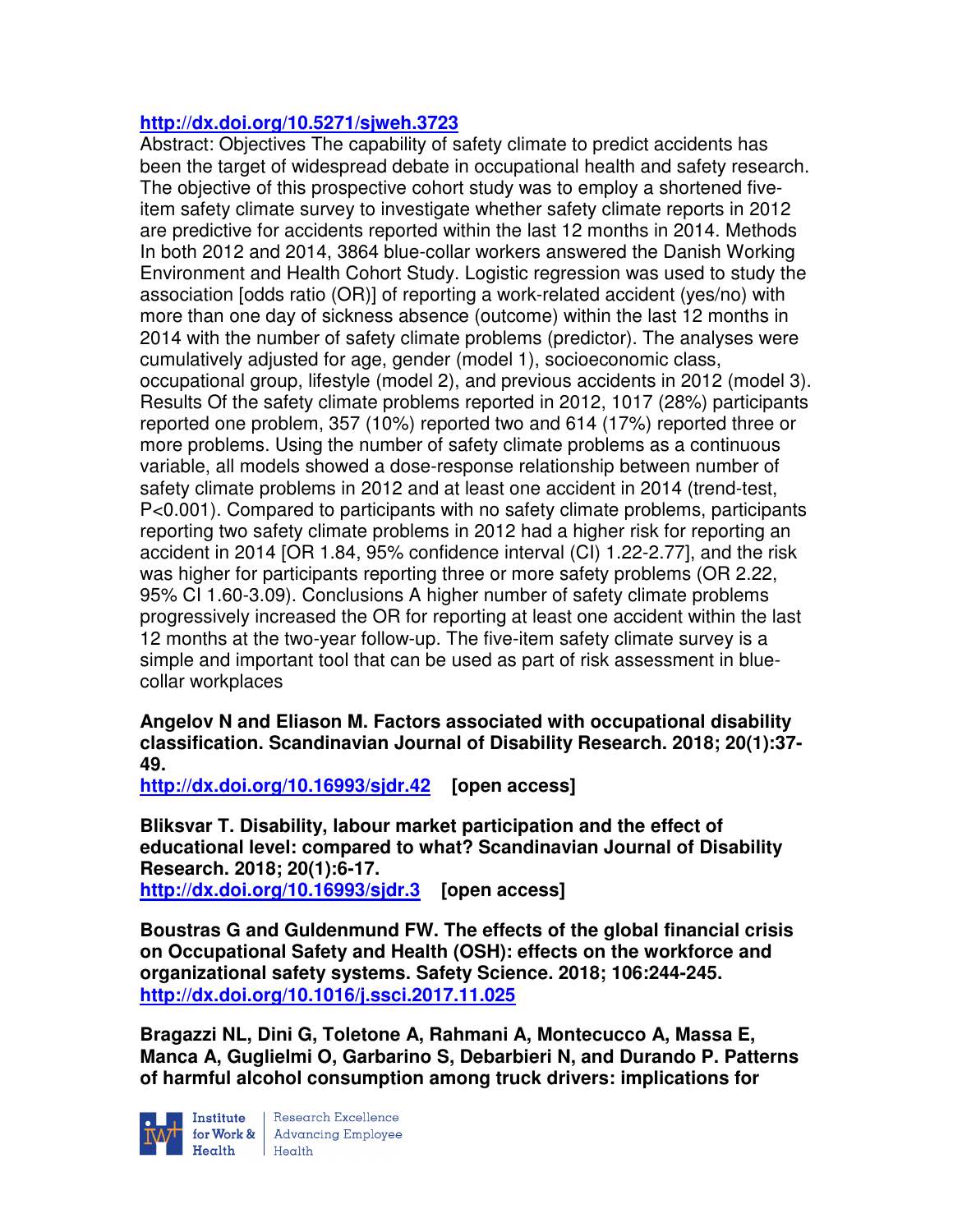http://dx.doi.org/10.5271/sjweh.3723

Abstract: Objectives The capability of safety climate to predict accidents has been the target of widespread debate in occupational health and safety research. The objective of this prospective cohort study was to employ a shortened five-item safety climate survey to investigate whether safety climate reports in 2012 are predictive for accidents reported within the last 12 months in 2014. Methods In both 2012 and 2014, 3864 blue-collar workers answered the Danish Working Environment and Health Cohort Study. Logistic regression was used to study the association [odds ratio (OR)] of reporting a work-related accident (yes/no) with more than one day of sickness absence (outcome) within the last 12 months in 2014 with the number of safety climate problems (predictor). The analyses were cumulatively adjusted for age, gender (model 1), socioeconomic class, occupational group, lifestyle (model 2), and previous accidents in 2012 (model 3). Results Of the safety climate problems reported in 2012, 1017 (28%) participants reported one problem, 357 (10%) reported two and 614 (17%) reported three or more problems. Using the number of safety climate problems as a continuous variable, all models showed a dose-response relationship between number of safety climate problems in 2012 and at least one accident in 2014 (trend-test, $P<0.001$). Compared to participants with no safety climate problems, participants reporting two safety climate problems in 2012 had a higher risk for reporting an accident in 2014 [OR 1.84, 95% confidence interval (CI) 1.22-2.77], and the risk was higher for participants reporting three or more safety problems (OR 2.22, 95% CI 1.60-3.09). Conclusions A higher number of safety climate problems progressively increased the OR for reporting at least one accident within the last 12 months at the two-year follow-up. The five-item safety climate survey is a simple and important tool that can be used as part of risk assessment in blue-collar workplaces

**Angelov N and Eliason M. Factors associated with occupational disability classification. Scandinavian Journal of Disability Research. 2018; 20(1):37-49.**
http://dx.doi.org/10.16993/sjdr.42 **[open access]**

**Bliksvar T. Disability, labour market participation and the effect of educational level: compared to what? Scandinavian Journal of Disability Research. 2018; 20(1):6-17.**
http://dx.doi.org/10.16993/sjdr.3 **[open access]**

**Boustras G and Guldenmund FW. The effects of the global financial crisis on Occupational Safety and Health (OSH): effects on the workforce and organizational safety systems. Safety Science. 2018; 106:244-245.**
http://dx.doi.org/10.1016/j.ssci.2017.11.025

**Bragazzi NL, Dini G, Toletone A, Rahmani A, Montecucco A, Massa E, Manca A, Guglielmi O, Garbarino S, Debarbieri N, and Durando P. Patterns of harmful alcohol consumption among truck drivers: implications for**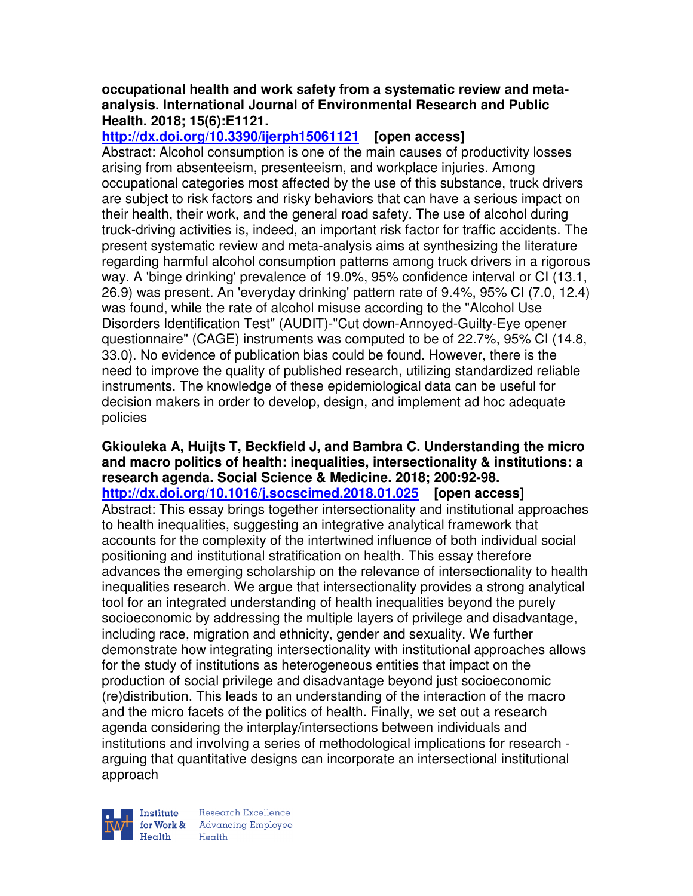**occupational health and work safety from a systematic review and meta-analysis. International Journal of Environmental Research and Public Health. 2018; 15(6):E1121.**
**http://dx.doi.org/10.3390/ijerph15061121 [open access]**
Abstract: Alcohol consumption is one of the main causes of productivity losses arising from absenteeism, presenteeism, and workplace injuries. Among occupational categories most affected by the use of this substance, truck drivers are subject to risk factors and risky behaviors that can have a serious impact on their health, their work, and the general road safety. The use of alcohol during truck-driving activities is, indeed, an important risk factor for traffic accidents. The present systematic review and meta-analysis aims at synthesizing the literature regarding harmful alcohol consumption patterns among truck drivers in a rigorous way. A 'binge drinking' prevalence of 19.0%, 95% confidence interval or CI (13.1, 26.9) was present. An 'everyday drinking' pattern rate of 9.4%, 95% CI (7.0, 12.4) was found, while the rate of alcohol misuse according to the "Alcohol Use Disorders Identification Test" (AUDIT)-"Cut down-Annoyed-Guilty-Eye opener questionnaire" (CAGE) instruments was computed to be of 22.7%, 95% CI (14.8, 33.0). No evidence of publication bias could be found. However, there is the need to improve the quality of published research, utilizing standardized reliable instruments. The knowledge of these epidemiological data can be useful for decision makers in order to develop, design, and implement ad hoc adequate policies

**Gkiouleka A, Huijts T, Beckfield J, and Bambra C. Understanding the micro and macro politics of health: inequalities, intersectionality & institutions: a research agenda. Social Science & Medicine. 2018; 200:92-98.**
**http://dx.doi.org/10.1016/j.socscimed.2018.01.025 [open access]**
Abstract: This essay brings together intersectionality and institutional approaches to health inequalities, suggesting an integrative analytical framework that accounts for the complexity of the intertwined influence of both individual social positioning and institutional stratification on health. This essay therefore advances the emerging scholarship on the relevance of intersectionality to health inequalities research. We argue that intersectionality provides a strong analytical tool for an integrated understanding of health inequalities beyond the purely socioeconomic by addressing the multiple layers of privilege and disadvantage, including race, migration and ethnicity, gender and sexuality. We further demonstrate how integrating intersectionality with institutional approaches allows for the study of institutions as heterogeneous entities that impact on the production of social privilege and disadvantage beyond just socioeconomic (re)distribution. This leads to an understanding of the interaction of the macro and the micro facets of the politics of health. Finally, we set out a research agenda considering the interplay/intersections between individuals and institutions and involving a series of methodological implications for research - arguing that quantitative designs can incorporate an intersectional institutional approach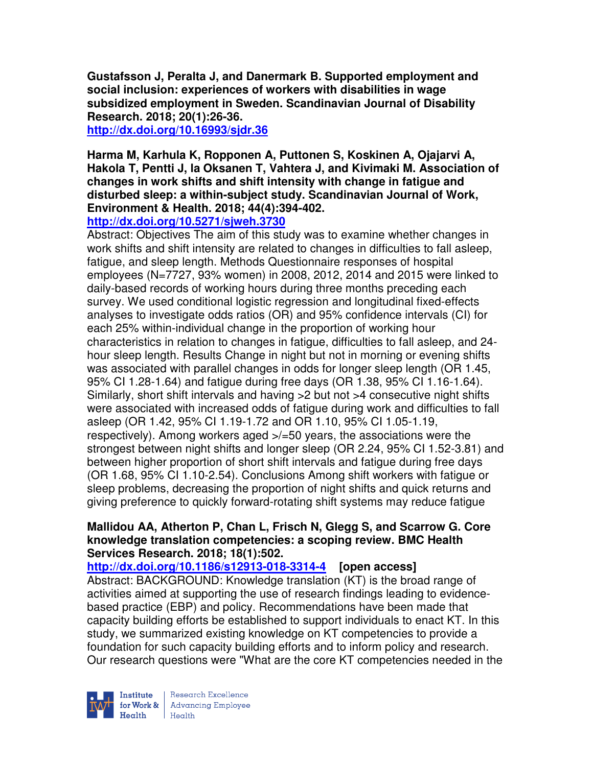**Gustafsson J, Peralta J, and Danermark B. Supported employment and social inclusion: experiences of workers with disabilities in wage subsidized employment in Sweden. Scandinavian Journal of Disability Research. 2018; 20(1):26-36.**
**http://dx.doi.org/10.16993/sjdr.36**

**Harma M, Karhula K, Ropponen A, Puttonen S, Koskinen A, Ojajarvi A, Hakola T, Pentti J, la Oksanen T, Vahtera J, and Kivimaki M. Association of changes in work shifts and shift intensity with change in fatigue and disturbed sleep: a within-subject study. Scandinavian Journal of Work, Environment & Health. 2018; 44(4):394-402.**
**http://dx.doi.org/10.5271/sjweh.3730**
Abstract: Objectives The aim of this study was to examine whether changes in work shifts and shift intensity are related to changes in difficulties to fall asleep, fatigue, and sleep length. Methods Questionnaire responses of hospital employees (N=7727, 93% women) in 2008, 2012, 2014 and 2015 were linked to daily-based records of working hours during three months preceding each survey. We used conditional logistic regression and longitudinal fixed-effects analyses to investigate odds ratios (OR) and 95% confidence intervals (CI) for each 25% within-individual change in the proportion of working hour characteristics in relation to changes in fatigue, difficulties to fall asleep, and 24-hour sleep length. Results Change in night but not in morning or evening shifts was associated with parallel changes in odds for longer sleep length (OR 1.45, 95% CI 1.28-1.64) and fatigue during free days (OR 1.38, 95% CI 1.16-1.64). Similarly, short shift intervals and having >2 but not >4 consecutive night shifts were associated with increased odds of fatigue during work and difficulties to fall asleep (OR 1.42, 95% CI 1.19-1.72 and OR 1.10, 95% CI 1.05-1.19, respectively). Among workers aged >/=50 years, the associations were the strongest between night shifts and longer sleep (OR 2.24, 95% CI 1.52-3.81) and between higher proportion of short shift intervals and fatigue during free days (OR 1.68, 95% CI 1.10-2.54). Conclusions Among shift workers with fatigue or sleep problems, decreasing the proportion of night shifts and quick returns and giving preference to quickly forward-rotating shift systems may reduce fatigue

**Mallidou AA, Atherton P, Chan L, Frisch N, Glegg S, and Scarrow G. Core knowledge translation competencies: a scoping review. BMC Health Services Research. 2018; 18(1):502.**
**http://dx.doi.org/10.1186/s12913-018-3314-4 [open access]**
Abstract: BACKGROUND: Knowledge translation (KT) is the broad range of activities aimed at supporting the use of research findings leading to evidence-based practice (EBP) and policy. Recommendations have been made that capacity building efforts be established to support individuals to enact KT. In this study, we summarized existing knowledge on KT competencies to provide a foundation for such capacity building efforts and to inform policy and research. Our research questions were "What are the core KT competencies needed in the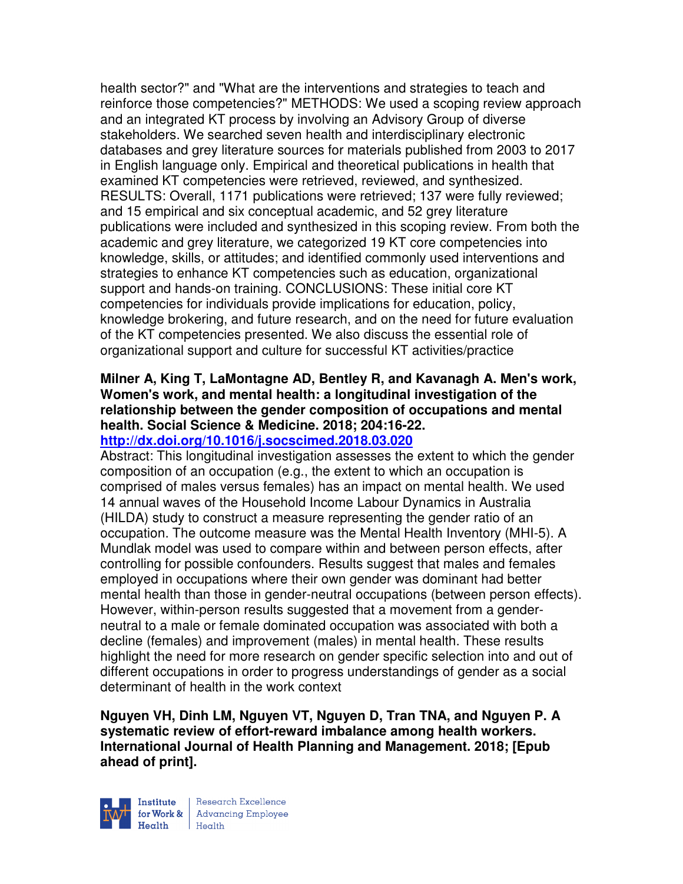health sector?" and "What are the interventions and strategies to teach and reinforce those competencies?" METHODS: We used a scoping review approach and an integrated KT process by involving an Advisory Group of diverse stakeholders. We searched seven health and interdisciplinary electronic databases and grey literature sources for materials published from 2003 to 2017 in English language only. Empirical and theoretical publications in health that examined KT competencies were retrieved, reviewed, and synthesized. RESULTS: Overall, 1171 publications were retrieved; 137 were fully reviewed; and 15 empirical and six conceptual academic, and 52 grey literature publications were included and synthesized in this scoping review. From both the academic and grey literature, we categorized 19 KT core competencies into knowledge, skills, or attitudes; and identified commonly used interventions and strategies to enhance KT competencies such as education, organizational support and hands-on training. CONCLUSIONS: These initial core KT competencies for individuals provide implications for education, policy, knowledge brokering, and future research, and on the need for future evaluation of the KT competencies presented. We also discuss the essential role of organizational support and culture for successful KT activities/practice

**Milner A, King T, LaMontagne AD, Bentley R, and Kavanagh A. Men's work, Women's work, and mental health: a longitudinal investigation of the relationship between the gender composition of occupations and mental health. Social Science & Medicine. 2018; 204:16-22.**
**http://dx.doi.org/10.1016/j.socscimed.2018.03.020**
Abstract: This longitudinal investigation assesses the extent to which the gender composition of an occupation (e.g., the extent to which an occupation is comprised of males versus females) has an impact on mental health. We used 14 annual waves of the Household Income Labour Dynamics in Australia (HILDA) study to construct a measure representing the gender ratio of an occupation. The outcome measure was the Mental Health Inventory (MHI-5). A Mundlak model was used to compare within and between person effects, after controlling for possible confounders. Results suggest that males and females employed in occupations where their own gender was dominant had better mental health than those in gender-neutral occupations (between person effects). However, within-person results suggested that a movement from a gender-neutral to a male or female dominated occupation was associated with both a decline (females) and improvement (males) in mental health. These results highlight the need for more research on gender specific selection into and out of different occupations in order to progress understandings of gender as a social determinant of health in the work context

**Nguyen VH, Dinh LM, Nguyen VT, Nguyen D, Tran TNA, and Nguyen P. A systematic review of effort-reward imbalance among health workers. International Journal of Health Planning and Management. 2018; [Epub ahead of print].**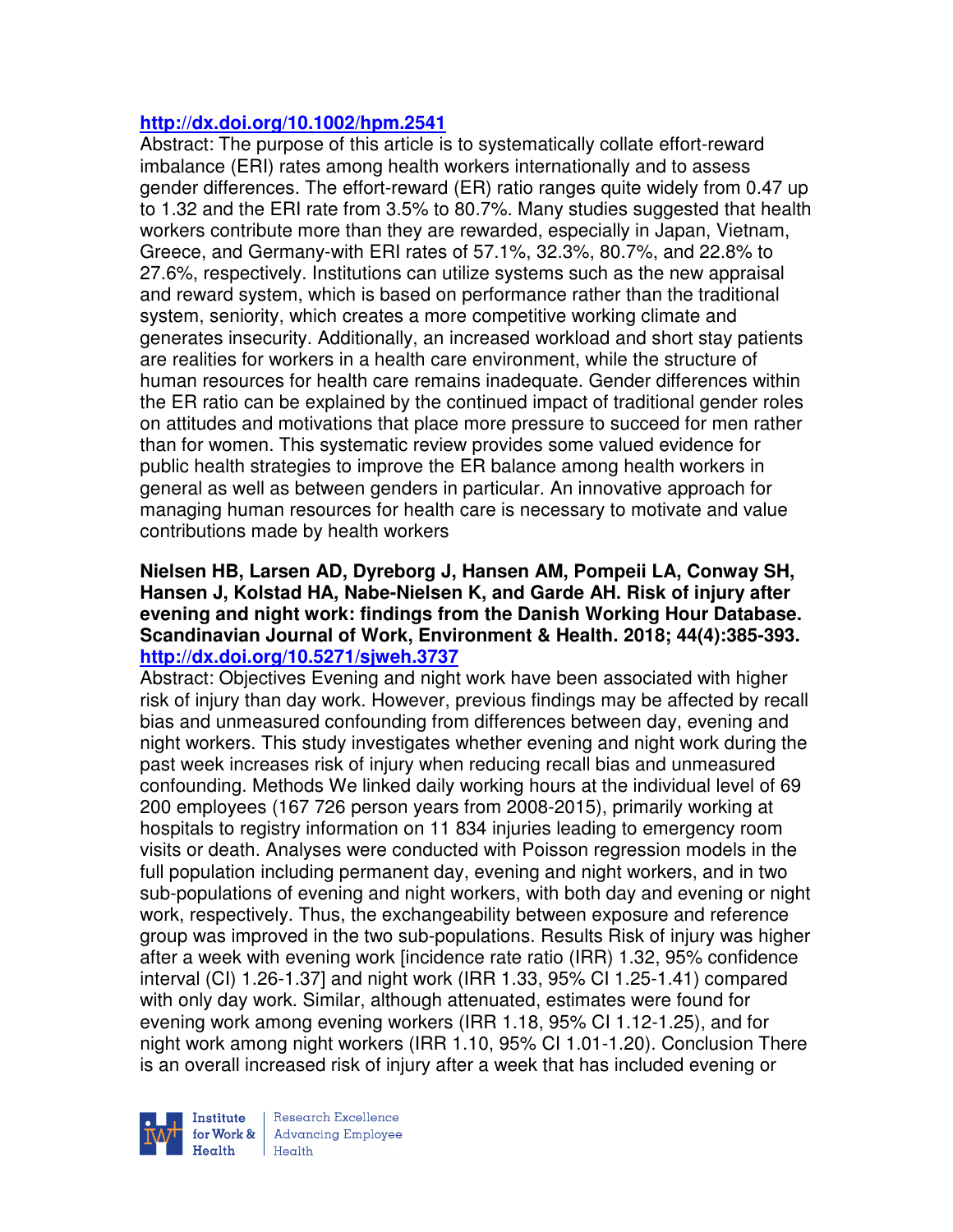**http://dx.doi.org/10.1002/hpm.2541**

Abstract: The purpose of this article is to systematically collate effort-reward imbalance (ERI) rates among health workers internationally and to assess gender differences. The effort-reward (ER) ratio ranges quite widely from 0.47 up to 1.32 and the ERI rate from 3.5% to 80.7%. Many studies suggested that health workers contribute more than they are rewarded, especially in Japan, Vietnam, Greece, and Germany-with ERI rates of 57.1%, 32.3%, 80.7%, and 22.8% to 27.6%, respectively. Institutions can utilize systems such as the new appraisal and reward system, which is based on performance rather than the traditional system, seniority, which creates a more competitive working climate and generates insecurity. Additionally, an increased workload and short stay patients are realities for workers in a health care environment, while the structure of human resources for health care remains inadequate. Gender differences within the ER ratio can be explained by the continued impact of traditional gender roles on attitudes and motivations that place more pressure to succeed for men rather than for women. This systematic review provides some valued evidence for public health strategies to improve the ER balance among health workers in general as well as between genders in particular. An innovative approach for managing human resources for health care is necessary to motivate and value contributions made by health workers

**Nielsen HB, Larsen AD, Dyreborg J, Hansen AM, Pompeii LA, Conway SH, Hansen J, Kolstad HA, Nabe-Nielsen K, and Garde AH. Risk of injury after evening and night work: findings from the Danish Working Hour Database. Scandinavian Journal of Work, Environment & Health. 2018; 44(4):385-393.**
**http://dx.doi.org/10.5271/sjweh.3737**

Abstract: Objectives Evening and night work have been associated with higher risk of injury than day work. However, previous findings may be affected by recall bias and unmeasured confounding from differences between day, evening and night workers. This study investigates whether evening and night work during the past week increases risk of injury when reducing recall bias and unmeasured confounding. Methods We linked daily working hours at the individual level of 69 200 employees (167 726 person years from 2008-2015), primarily working at hospitals to registry information on 11 834 injuries leading to emergency room visits or death. Analyses were conducted with Poisson regression models in the full population including permanent day, evening and night workers, and in two sub-populations of evening and night workers, with both day and evening or night work, respectively. Thus, the exchangeability between exposure and reference group was improved in the two sub-populations. Results Risk of injury was higher after a week with evening work [incidence rate ratio (IRR) 1.32, 95% confidence interval (CI) 1.26-1.37] and night work (IRR 1.33, 95% CI 1.25-1.41) compared with only day work. Similar, although attenuated, estimates were found for evening work among evening workers (IRR 1.18, 95% CI 1.12-1.25), and for night work among night workers (IRR 1.10, 95% CI 1.01-1.20). Conclusion There is an overall increased risk of injury after a week that has included evening or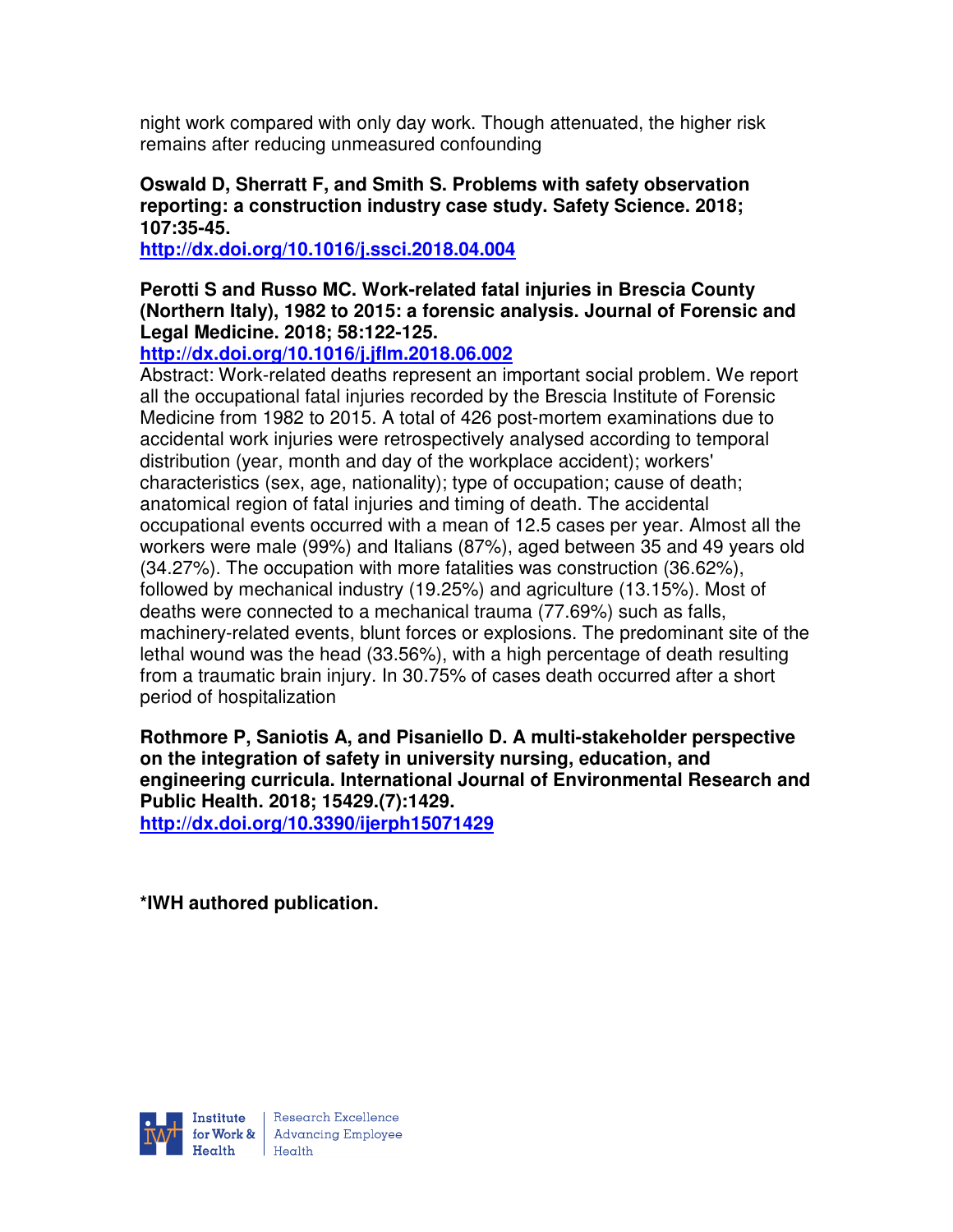night work compared with only day work. Though attenuated, the higher risk remains after reducing unmeasured confounding

**Oswald D, Sherratt F, and Smith S. Problems with safety observation reporting: a construction industry case study. Safety Science. 2018; 107:35-45.**
http://dx.doi.org/10.1016/j.ssci.2018.04.004

**Perotti S and Russo MC. Work-related fatal injuries in Brescia County (Northern Italy), 1982 to 2015: a forensic analysis. Journal of Forensic and Legal Medicine. 2018; 58:122-125.**
http://dx.doi.org/10.1016/j.jflm.2018.06.002
Abstract: Work-related deaths represent an important social problem. We report all the occupational fatal injuries recorded by the Brescia Institute of Forensic Medicine from 1982 to 2015. A total of 426 post-mortem examinations due to accidental work injuries were retrospectively analysed according to temporal distribution (year, month and day of the workplace accident); workers' characteristics (sex, age, nationality); type of occupation; cause of death; anatomical region of fatal injuries and timing of death. The accidental occupational events occurred with a mean of 12.5 cases per year. Almost all the workers were male (99%) and Italians (87%), aged between 35 and 49 years old (34.27%). The occupation with more fatalities was construction (36.62%), followed by mechanical industry (19.25%) and agriculture (13.15%). Most of deaths were connected to a mechanical trauma (77.69%) such as falls, machinery-related events, blunt forces or explosions. The predominant site of the lethal wound was the head (33.56%), with a high percentage of death resulting from a traumatic brain injury. In 30.75% of cases death occurred after a short period of hospitalization

**Rothmore P, Saniotis A, and Pisaniello D. A multi-stakeholder perspective on the integration of safety in university nursing, education, and engineering curricula. International Journal of Environmental Research and Public Health. 2018; 15429.(7):1429.**
http://dx.doi.org/10.3390/ijerph15071429

**\*IWH authored publication.**